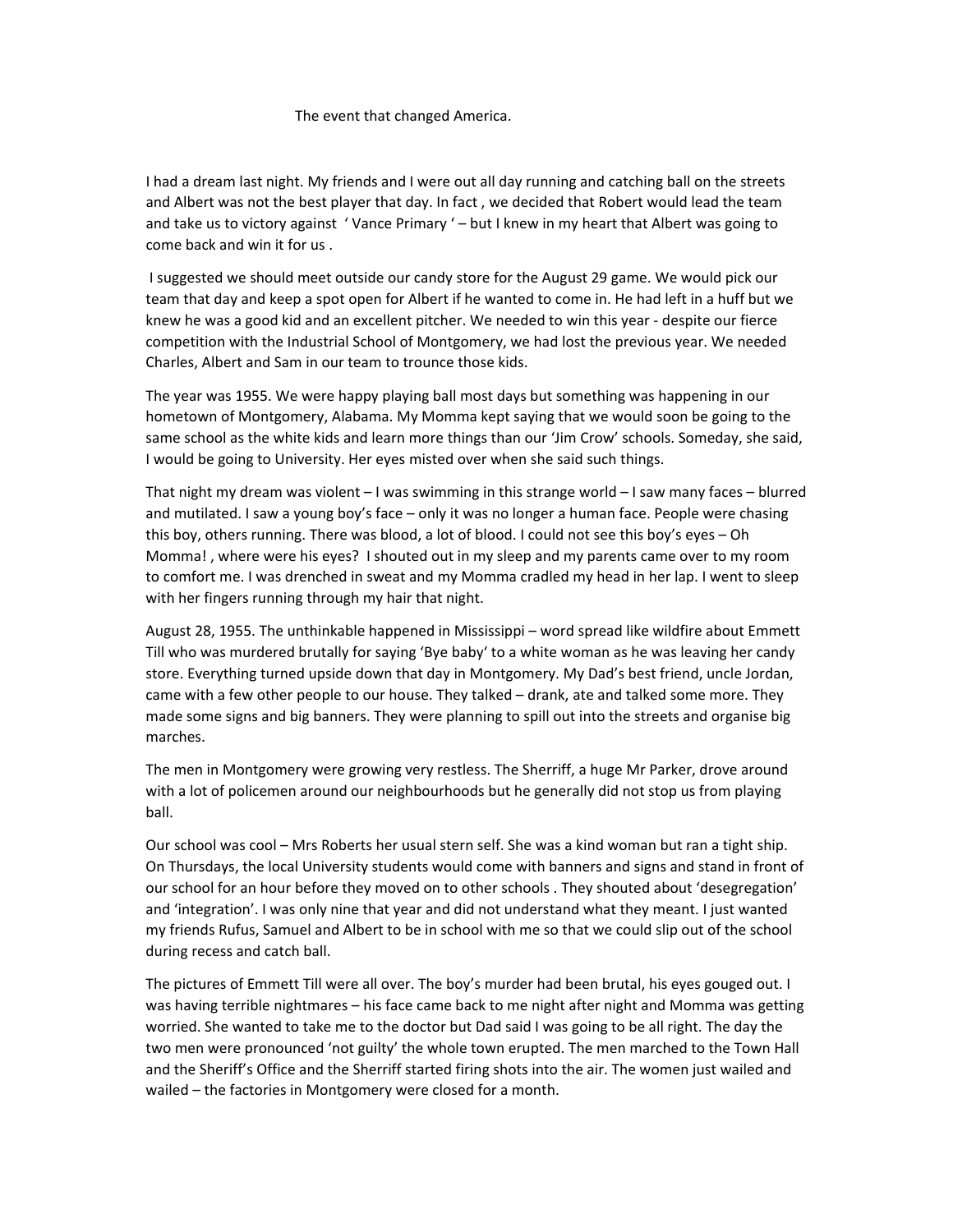# The event that changed America.

I had a dream last night. My friends and I were out all day running and catching ball on the streets and Albert was not the best player that day. In fact , we decided that Robert would lead the team and take us to victory against ' Vance Primary ' – but I knew in my heart that Albert was going to come back and win it for us .

I suggested we should meet outside our candy store for the August 29 game. We would pick our team that day and keep a spot open for Albert if he wanted to come in. He had left in a huff but we knew he was a good kid and an excellent pitcher. We needed to win this year - despite our fierce competition with the Industrial School of Montgomery, we had lost the previous year. We needed Charles, Albert and Sam in our team to trounce those kids.

The year was 1955. We were happy playing ball most days but something was happening in our hometown of Montgomery, Alabama. My Momma kept saying that we would soon be going to the same school as the white kids and learn more things than our 'Jim Crow' schools. Someday, she said, I would be going to University. Her eyes misted over when she said such things.

That night my dream was violent – I was swimming in this strange world – I saw many faces – blurred and mutilated. I saw a young boy's face – only it was no longer a human face. People were chasing this boy, others running. There was blood, a lot of blood. I could not see this boy's eyes – Oh Momma! , where were his eyes? I shouted out in my sleep and my parents came over to my room to comfort me. I was drenched in sweat and my Momma cradled my head in her lap. I went to sleep with her fingers running through my hair that night.

August 28, 1955. The unthinkable happened in Mississippi – word spread like wildfire about Emmett Till who was murdered brutally for saying 'Bye baby' to a white woman as he was leaving her candy store. Everything turned upside down that day in Montgomery. My Dad's best friend, uncle Jordan, came with a few other people to our house. They talked – drank, ate and talked some more. They made some signs and big banners. They were planning to spill out into the streets and organise big marches.

The men in Montgomery were growing very restless. The Sherriff, a huge Mr Parker, drove around with a lot of policemen around our neighbourhoods but he generally did not stop us from playing ball.

Our school was cool – Mrs Roberts her usual stern self. She was a kind woman but ran a tight ship. On Thursdays, the local University students would come with banners and signs and stand in front of our school for an hour before they moved on to other schools . They shouted about 'desegregation' and 'integration'. I was only nine that year and did not understand what they meant. I just wanted my friends Rufus, Samuel and Albert to be in school with me so that we could slip out of the school during recess and catch ball.

The pictures of Emmett Till were all over. The boy's murder had been brutal, his eyes gouged out. I was having terrible nightmares – his face came back to me night after night and Momma was getting worried. She wanted to take me to the doctor but Dad said I was going to be all right. The day the two men were pronounced 'not guilty' the whole town erupted. The men marched to the Town Hall and the Sheriff's Office and the Sherriff started firing shots into the air. The women just wailed and wailed – the factories in Montgomery were closed for a month.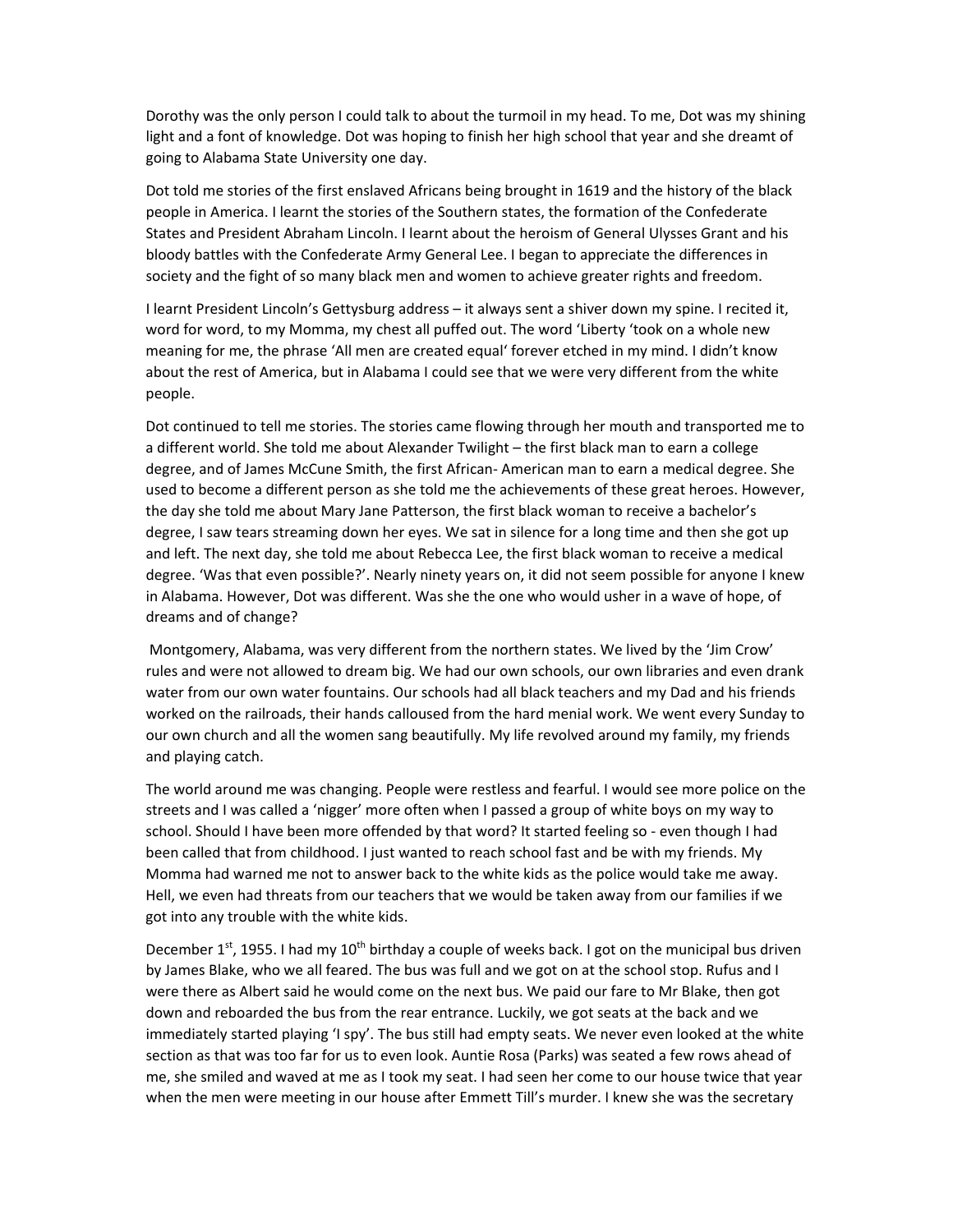Dorothy was the only person I could talk to about the turmoil in my head. To me, Dot was my shining light and a font of knowledge. Dot was hoping to finish her high school that year and she dreamt of going to Alabama State University one day.

Dot told me stories of the first enslaved Africans being brought in 1619 and the history of the black people in America. I learnt the stories of the Southern states, the formation of the Confederate States and President Abraham Lincoln. I learnt about the heroism of General Ulysses Grant and his bloody battles with the Confederate Army General Lee. I began to appreciate the differences in society and the fight of so many black men and women to achieve greater rights and freedom.

I learnt President Lincoln's Gettysburg address – it always sent a shiver down my spine. I recited it, word for word, to my Momma, my chest all puffed out. The word 'Liberty 'took on a whole new meaning for me, the phrase 'All men are created equal' forever etched in my mind. I didn't know about the rest of America, but in Alabama I could see that we were very different from the white people.

Dot continued to tell me stories. The stories came flowing through her mouth and transported me to a different world. She told me about Alexander Twilight – the first black man to earn a college degree, and of James McCune Smith, the first African- American man to earn a medical degree. She used to become a different person as she told me the achievements of these great heroes. However, the day she told me about Mary Jane Patterson, the first black woman to receive a bachelor's degree, I saw tears streaming down her eyes. We sat in silence for a long time and then she got up and left. The next day, she told me about Rebecca Lee, the first black woman to receive a medical degree. 'Was that even possible?'. Nearly ninety years on, it did not seem possible for anyone I knew in Alabama. However, Dot was different. Was she the one who would usher in a wave of hope, of dreams and of change?

Montgomery, Alabama, was very different from the northern states. We lived by the 'Jim Crow' rules and were not allowed to dream big. We had our own schools, our own libraries and even drank water from our own water fountains. Our schools had all black teachers and my Dad and his friends worked on the railroads, their hands calloused from the hard menial work. We went every Sunday to our own church and all the women sang beautifully. My life revolved around my family, my friends and playing catch.

The world around me was changing. People were restless and fearful. I would see more police on the streets and I was called a 'nigger' more often when I passed a group of white boys on my way to school. Should I have been more offended by that word? It started feeling so - even though I had been called that from childhood. I just wanted to reach school fast and be with my friends. My Momma had warned me not to answer back to the white kids as the police would take me away. Hell, we even had threats from our teachers that we would be taken away from our families if we got into any trouble with the white kids.

December 1st, 1955. I had my 10th birthday a couple of weeks back. I got on the municipal bus driven by James Blake, who we all feared. The bus was full and we got on at the school stop. Rufus and I were there as Albert said he would come on the next bus. We paid our fare to Mr Blake, then got down and reboarded the bus from the rear entrance. Luckily, we got seats at the back and we immediately started playing 'I spy'. The bus still had empty seats. We never even looked at the white section as that was too far for us to even look. Auntie Rosa (Parks) was seated a few rows ahead of me, she smiled and waved at me as I took my seat. I had seen her come to our house twice that year when the men were meeting in our house after Emmett Till's murder. I knew she was the secretary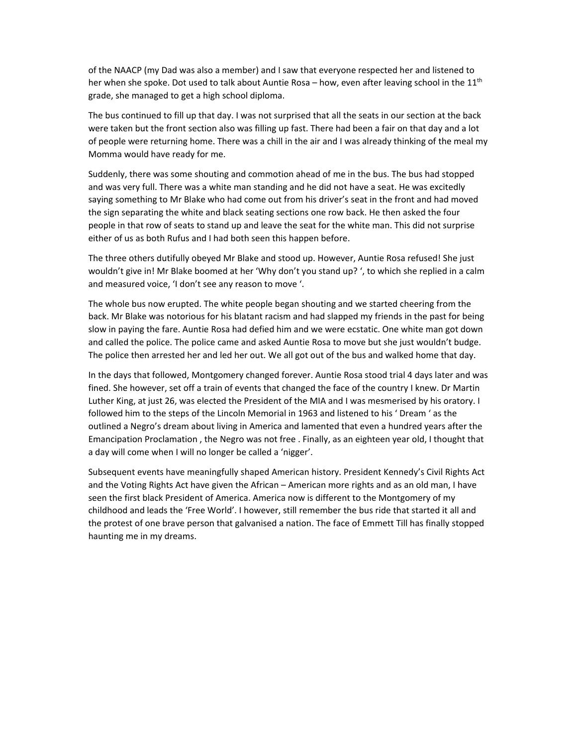of the NAACP (my Dad was also a member) and I saw that everyone respected her and listened to her when she spoke. Dot used to talk about Auntie Rosa – how, even after leaving school in the 11th grade, she managed to get a high school diploma.

The bus continued to fill up that day. I was not surprised that all the seats in our section at the back were taken but the front section also was filling up fast. There had been a fair on that day and a lot of people were returning home. There was a chill in the air and I was already thinking of the meal my Momma would have ready for me.

Suddenly, there was some shouting and commotion ahead of me in the bus. The bus had stopped and was very full. There was a white man standing and he did not have a seat. He was excitedly saying something to Mr Blake who had come out from his driver's seat in the front and had moved the sign separating the white and black seating sections one row back. He then asked the four people in that row of seats to stand up and leave the seat for the white man. This did not surprise either of us as both Rufus and I had both seen this happen before.

The three others dutifully obeyed Mr Blake and stood up. However, Auntie Rosa refused! She just wouldn't give in! Mr Blake boomed at her 'Why don't you stand up? ', to which she replied in a calm and measured voice, 'I don't see any reason to move '.

The whole bus now erupted. The white people began shouting and we started cheering from the back. Mr Blake was notorious for his blatant racism and had slapped my friends in the past for being slow in paying the fare. Auntie Rosa had defied him and we were ecstatic. One white man got down and called the police. The police came and asked Auntie Rosa to move but she just wouldn't budge. The police then arrested her and led her out. We all got out of the bus and walked home that day.

In the days that followed, Montgomery changed forever. Auntie Rosa stood trial 4 days later and was fined. She however, set off a train of events that changed the face of the country I knew. Dr Martin Luther King, at just 26, was elected the President of the MIA and I was mesmerised by his oratory. I followed him to the steps of the Lincoln Memorial in 1963 and listened to his ' Dream ' as the outlined a Negro's dream about living in America and lamented that even a hundred years after the Emancipation Proclamation , the Negro was not free . Finally, as an eighteen year old, I thought that a day will come when I will no longer be called a 'nigger'.

Subsequent events have meaningfully shaped American history. President Kennedy's Civil Rights Act and the Voting Rights Act have given the African – American more rights and as an old man, I have seen the first black President of America. America now is different to the Montgomery of my childhood and leads the 'Free World'. I however, still remember the bus ride that started it all and the protest of one brave person that galvanised a nation. The face of Emmett Till has finally stopped haunting me in my dreams.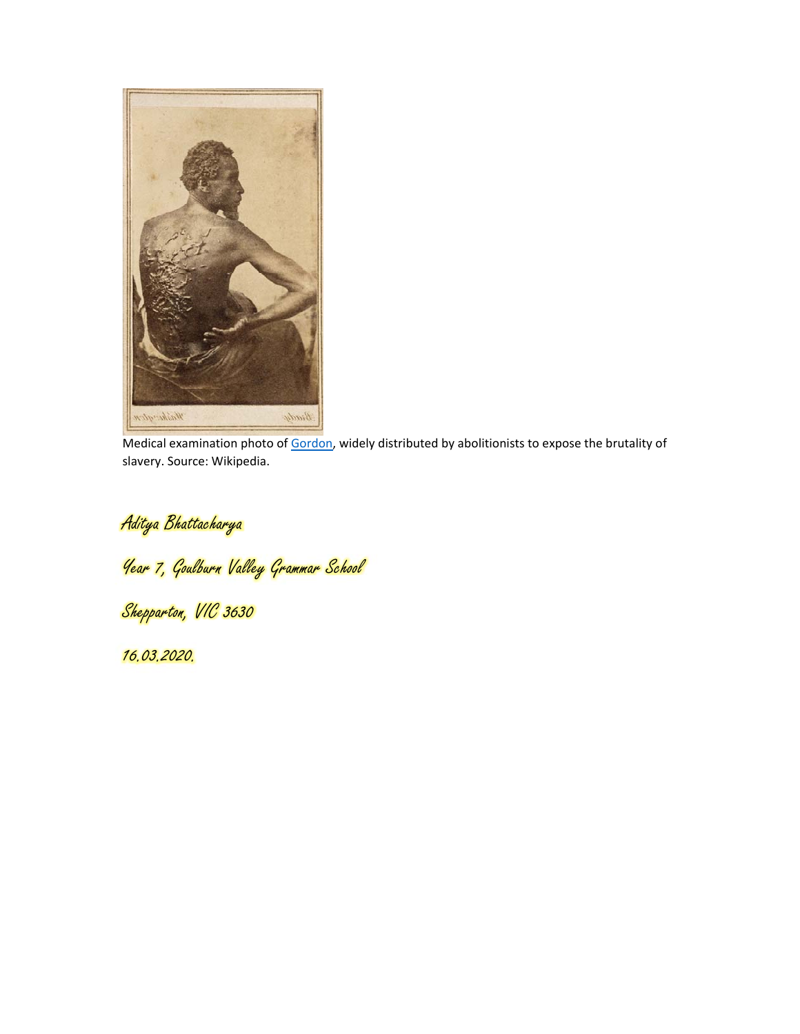Medical examination photo of [Gordon](), widely distributed by abolitionists to expose the brutality of slavery. Source: Wikipedia.

*Aditya Bhattacharya*

*Year 7, Goulburn Valley Grammar School*

*Shepparton, VIC 3630*

*16.03.2020.*